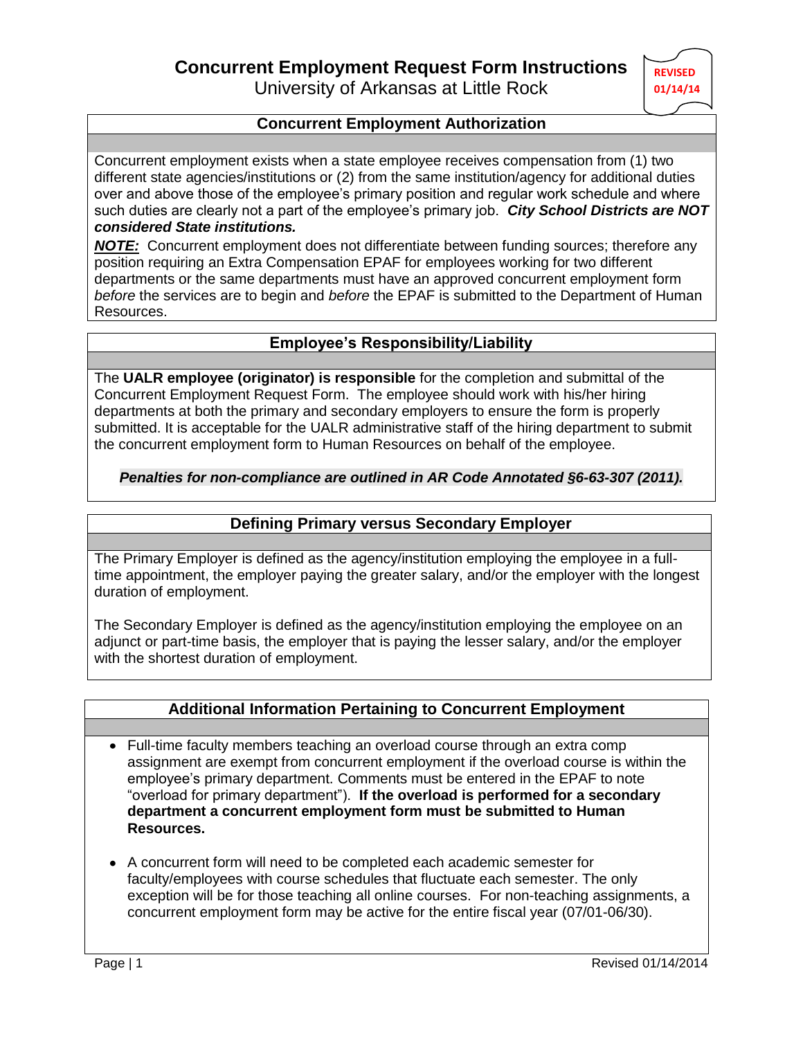# Concurrent Employment Request Form Instructions

University of Arkansas at Little Rock

**REVISED 01/14/14**

## Concurrent Employment Authorization

Concurrent employment exists when a state employee receives compensation from (1) two different state agencies/institutions or (2) from the same institution/agency for additional duties over and above those of the employee's primary position and regular work schedule and where such duties are clearly not a part of the employee's primary job. ***City School Districts are NOT considered State institutions.***

***NOTE:*** Concurrent employment does not differentiate between funding sources; therefore any position requiring an Extra Compensation EPAF for employees working for two different departments or the same departments must have an approved concurrent employment form *before* the services are to begin and *before* the EPAF is submitted to the Department of Human Resources.

## Employee's Responsibility/Liability

The **UALR employee (originator) is responsible** for the completion and submittal of the Concurrent Employment Request Form. The employee should work with his/her hiring departments at both the primary and secondary employers to ensure the form is properly submitted. It is acceptable for the UALR administrative staff of the hiring department to submit the concurrent employment form to Human Resources on behalf of the employee.

***Penalties for non-compliance are outlined in AR Code Annotated §6-63-307 (2011).***

## Defining Primary versus Secondary Employer

The Primary Employer is defined as the agency/institution employing the employee in a full-time appointment, the employer paying the greater salary, and/or the employer with the longest duration of employment.

The Secondary Employer is defined as the agency/institution employing the employee on an adjunct or part-time basis, the employer that is paying the lesser salary, and/or the employer with the shortest duration of employment.

## Additional Information Pertaining to Concurrent Employment

- Full-time faculty members teaching an overload course through an extra comp assignment are exempt from concurrent employment if the overload course is within the employee's primary department. Comments must be entered in the EPAF to note "overload for primary department"). **If the overload is performed for a secondary department a concurrent employment form must be submitted to Human Resources.**

- A concurrent form will need to be completed each academic semester for faculty/employees with course schedules that fluctuate each semester. The only exception will be for those teaching all online courses. For non-teaching assignments, a concurrent employment form may be active for the entire fiscal year (07/01-06/30).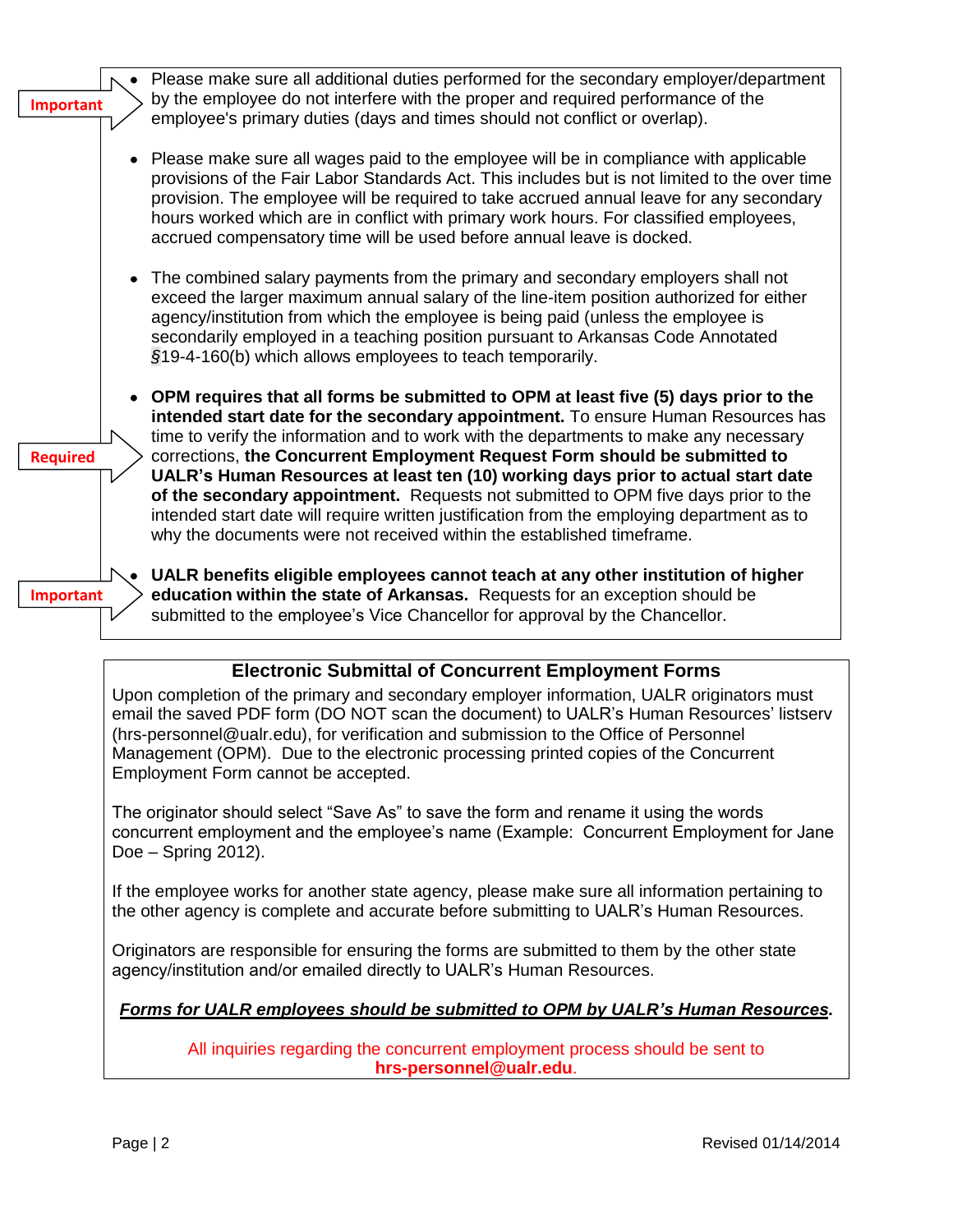**Important**

- Please make sure all additional duties performed for the secondary employer/department by the employee do not interfere with the proper and required performance of the employee's primary duties (days and times should not conflict or overlap).

- Please make sure all wages paid to the employee will be in compliance with applicable provisions of the Fair Labor Standards Act. This includes but is not limited to the over time provision. The employee will be required to take accrued annual leave for any secondary hours worked which are in conflict with primary work hours. For classified employees, accrued compensatory time will be used before annual leave is docked.

- The combined salary payments from the primary and secondary employers shall not exceed the larger maximum annual salary of the line-item position authorized for either agency/institution from which the employee is being paid (unless the employee is secondarily employed in a teaching position pursuant to Arkansas Code Annotated §19-4-160(b) which allows employees to teach temporarily.

**Required**

- **OPM requires that all forms be submitted to OPM at least five (5) days prior to the intended start date for the secondary appointment.** To ensure Human Resources has time to verify the information and to work with the departments to make any necessary corrections, **the Concurrent Employment Request Form should be submitted to UALR's Human Resources at least ten (10) working days prior to actual start date of the secondary appointment.** Requests not submitted to OPM five days prior to the intended start date will require written justification from the employing department as to why the documents were not received within the established timeframe.

**Important**

- **UALR benefits eligible employees cannot teach at any other institution of higher education within the state of Arkansas.** Requests for an exception should be submitted to the employee's Vice Chancellor for approval by the Chancellor.

## Electronic Submittal of Concurrent Employment Forms

Upon completion of the primary and secondary employer information, UALR originators must email the saved PDF form (DO NOT scan the document) to UALR's Human Resources' listserv (hrs-personnel@ualr.edu), for verification and submission to the Office of Personnel Management (OPM). Due to the electronic processing printed copies of the Concurrent Employment Form cannot be accepted.

The originator should select "Save As" to save the form and rename it using the words concurrent employment and the employee's name (Example: Concurrent Employment for Jane Doe – Spring 2012).

If the employee works for another state agency, please make sure all information pertaining to the other agency is complete and accurate before submitting to UALR's Human Resources.

Originators are responsible for ensuring the forms are submitted to them by the other state agency/institution and/or emailed directly to UALR's Human Resources.

***Forms for UALR employees should be submitted to OPM by UALR's Human Resources*.**

All inquiries regarding the concurrent employment process should be sent to **hrs-personnel@ualr.edu**.

Revised 01/14/2014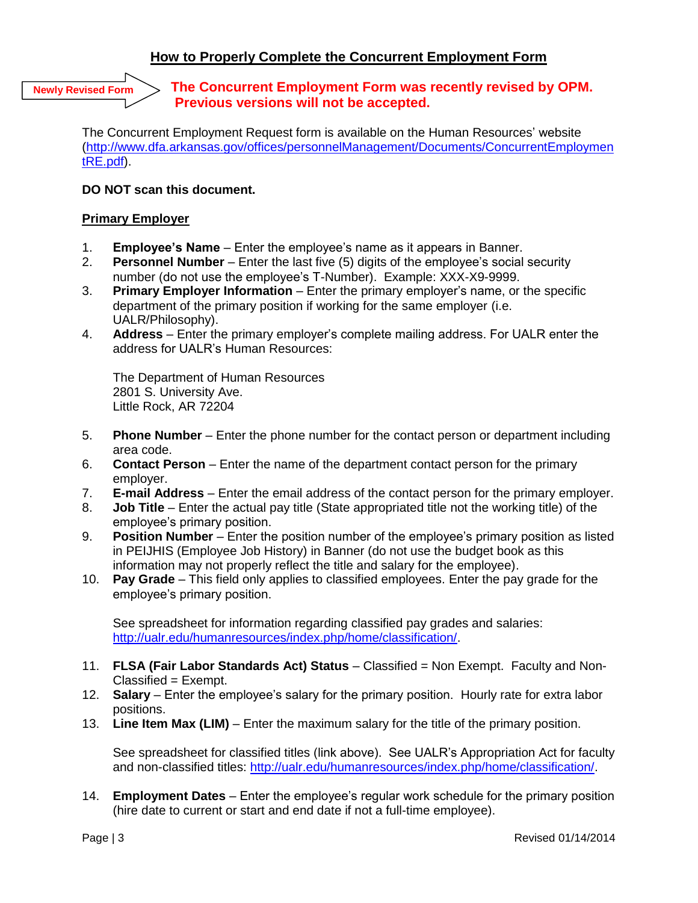## How to Properly Complete the Concurrent Employment Form

Newly Revised Form → **The Concurrent Employment Form was recently revised by OPM. Previous versions will not be accepted.**

The Concurrent Employment Request form is available on the Human Resources' website (http://www.dfa.arkansas.gov/offices/personnelManagement/Documents/ConcurrentEmploymentRE.pdf).

**DO NOT scan this document.**

### Primary Employer

1. **Employee's Name** – Enter the employee's name as it appears in Banner.
2. **Personnel Number** – Enter the last five (5) digits of the employee's social security number (do not use the employee's T-Number). Example: XXX-X9-9999.
3. **Primary Employer Information** – Enter the primary employer's name, or the specific department of the primary position if working for the same employer (i.e. UALR/Philosophy).
4. **Address** – Enter the primary employer's complete mailing address. For UALR enter the address for UALR's Human Resources:

   The Department of Human Resources
   2801 S. University Ave.
   Little Rock, AR 72204

5. **Phone Number** – Enter the phone number for the contact person or department including area code.
6. **Contact Person** – Enter the name of the department contact person for the primary employer.
7. **E-mail Address** – Enter the email address of the contact person for the primary employer.
8. **Job Title** – Enter the actual pay title (State appropriated title not the working title) of the employee's primary position.
9. **Position Number** – Enter the position number of the employee's primary position as listed in PEIJHIS (Employee Job History) in Banner (do not use the budget book as this information may not properly reflect the title and salary for the employee).
10. **Pay Grade** – This field only applies to classified employees. Enter the pay grade for the employee's primary position.

    See spreadsheet for information regarding classified pay grades and salaries: http://ualr.edu/humanresources/index.php/home/classification/.

11. **FLSA (Fair Labor Standards Act) Status** – Classified = Non Exempt. Faculty and Non-Classified = Exempt.
12. **Salary** – Enter the employee's salary for the primary position. Hourly rate for extra labor positions.
13. **Line Item Max (LIM)** – Enter the maximum salary for the title of the primary position.

    See spreadsheet for classified titles (link above). See UALR's Appropriation Act for faculty and non-classified titles: http://ualr.edu/humanresources/index.php/home/classification/.

14. **Employment Dates** – Enter the employee's regular work schedule for the primary position (hire date to current or start and end date if not a full-time employee).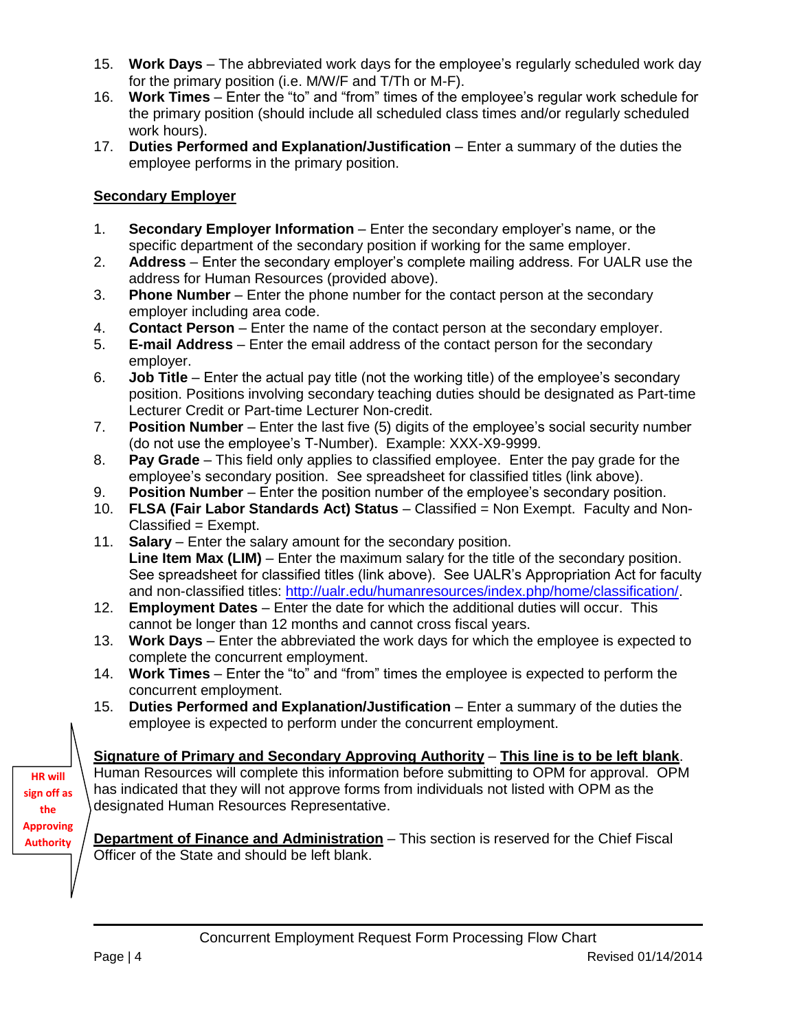15. **Work Days** – The abbreviated work days for the employee's regularly scheduled work day for the primary position (i.e. M/W/F and T/Th or M-F).
16. **Work Times** – Enter the "to" and "from" times of the employee's regular work schedule for the primary position (should include all scheduled class times and/or regularly scheduled work hours).
17. **Duties Performed and Explanation/Justification** – Enter a summary of the duties the employee performs in the primary position.

## Secondary Employer

1. **Secondary Employer Information** – Enter the secondary employer's name, or the specific department of the secondary position if working for the same employer.
2. **Address** – Enter the secondary employer's complete mailing address. For UALR use the address for Human Resources (provided above).
3. **Phone Number** – Enter the phone number for the contact person at the secondary employer including area code.
4. **Contact Person** – Enter the name of the contact person at the secondary employer.
5. **E-mail Address** – Enter the email address of the contact person for the secondary employer.
6. **Job Title** – Enter the actual pay title (not the working title) of the employee's secondary position. Positions involving secondary teaching duties should be designated as Part-time Lecturer Credit or Part-time Lecturer Non-credit.
7. **Position Number** – Enter the last five (5) digits of the employee's social security number (do not use the employee's T-Number). Example: XXX-X9-9999.
8. **Pay Grade** – This field only applies to classified employee. Enter the pay grade for the employee's secondary position. See spreadsheet for classified titles (link above).
9. **Position Number** – Enter the position number of the employee's secondary position.
10. **FLSA (Fair Labor Standards Act) Status** – Classified = Non Exempt. Faculty and Non-Classified = Exempt.
11. **Salary** – Enter the salary amount for the secondary position.
    **Line Item Max (LIM)** – Enter the maximum salary for the title of the secondary position. See spreadsheet for classified titles (link above). See UALR's Appropriation Act for faculty and non-classified titles: http://ualr.edu/humanresources/index.php/home/classification/.
12. **Employment Dates** – Enter the date for which the additional duties will occur. This cannot be longer than 12 months and cannot cross fiscal years.
13. **Work Days** – Enter the abbreviated the work days for which the employee is expected to complete the concurrent employment.
14. **Work Times** – Enter the "to" and "from" times the employee is expected to perform the concurrent employment.
15. **Duties Performed and Explanation/Justification** – Enter a summary of the duties the employee is expected to perform under the concurrent employment.

**HR will sign off as the Approving Authority**

**<u>Signature of Primary and Secondary Approving Authority</u>** – **<u>This line is to be left blank</u>**. Human Resources will complete this information before submitting to OPM for approval. OPM has indicated that they will not approve forms from individuals not listed with OPM as the designated Human Resources Representative.

**<u>Department of Finance and Administration</u>** – This section is reserved for the Chief Fiscal Officer of the State and should be left blank.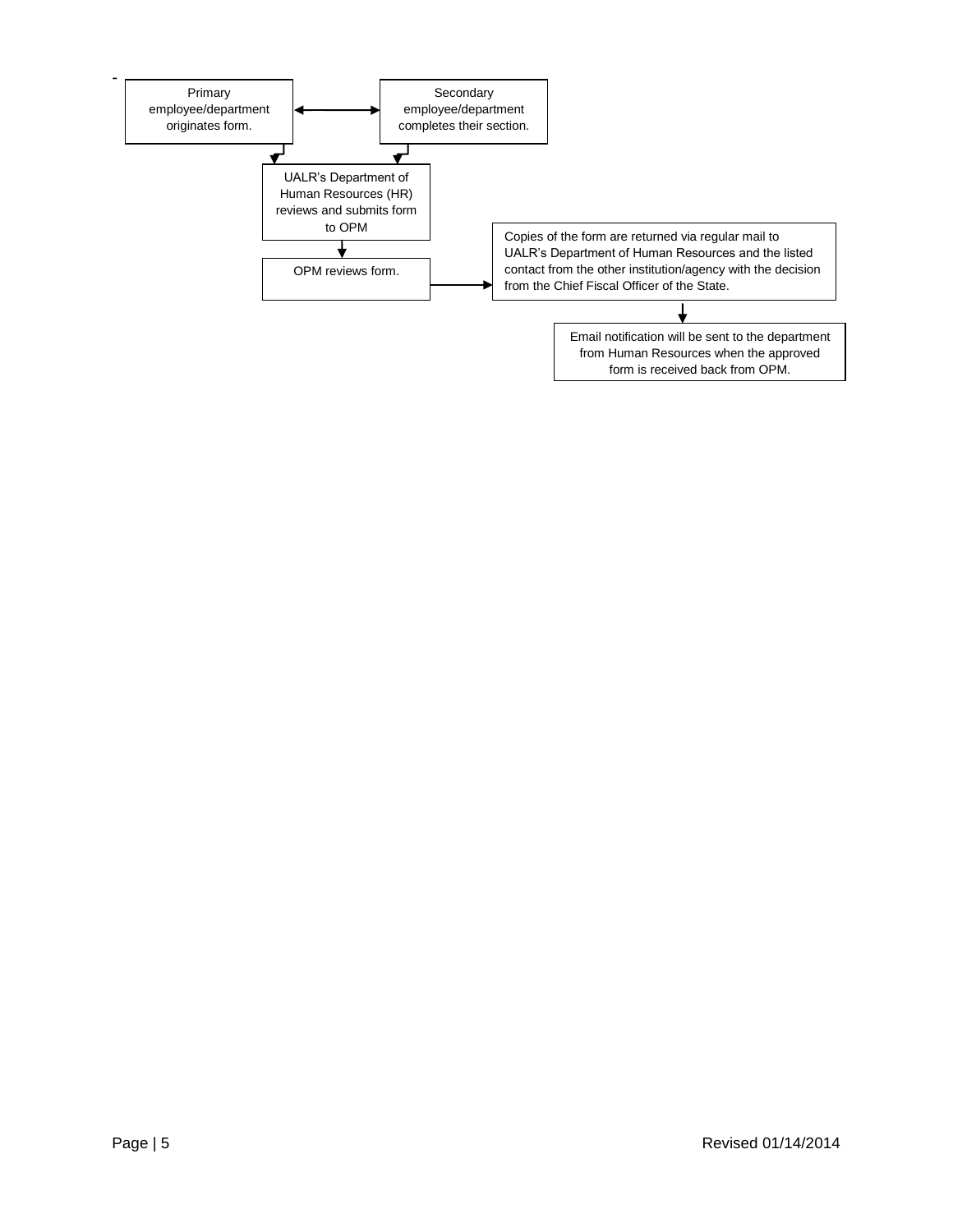-

Primary employee/department originates form.

Secondary employee/department completes their section.

UALR's Department of Human Resources (HR) reviews and submits form to OPM

OPM reviews form.

Copies of the form are returned via regular mail to UALR's Department of Human Resources and the listed contact from the other institution/agency with the decision from the Chief Fiscal Officer of the State.

Email notification will be sent to the department from Human Resources when the approved form is received back from OPM.

Revised 01/14/2014